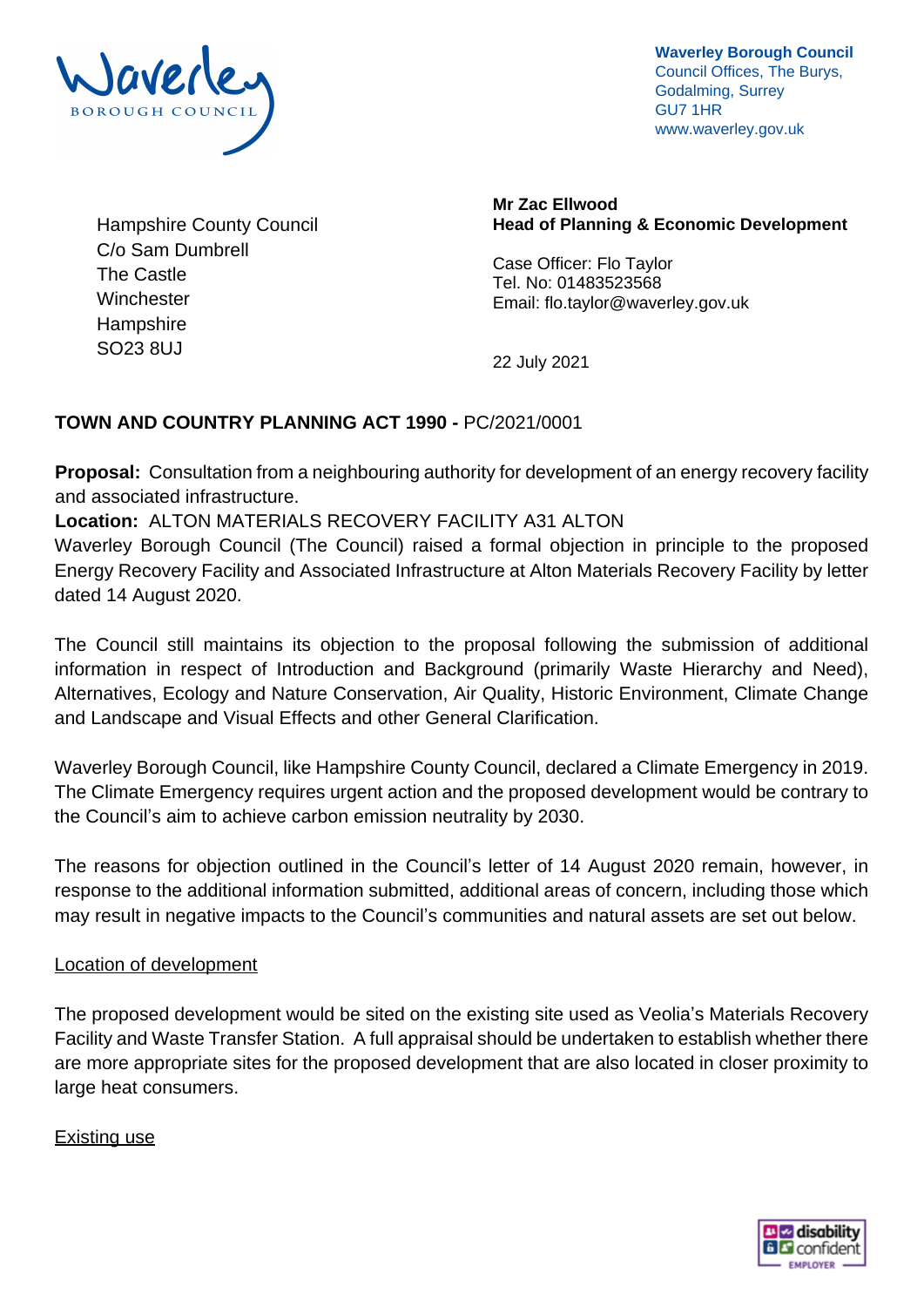**Waverley Borough Council**
Council Offices, The Burys,
Godalming, Surrey
GU7 1HR
www.waverley.gov.uk

Hampshire County Council
C/o Sam Dumbrell
The Castle
Winchester
Hampshire
SO23 8UJ

**Mr Zac Ellwood**
**Head of Planning & Economic Development**

Case Officer: Flo Taylor
Tel. No: 01483523568
Email: flo.taylor@waverley.gov.uk

22 July 2021

**TOWN AND COUNTRY PLANNING ACT 1990 -** PC/2021/0001

**Proposal:** Consultation from a neighbouring authority for development of an energy recovery facility and associated infrastructure.

**Location:** ALTON MATERIALS RECOVERY FACILITY A31 ALTON

Waverley Borough Council (The Council) raised a formal objection in principle to the proposed Energy Recovery Facility and Associated Infrastructure at Alton Materials Recovery Facility by letter dated 14 August 2020.

The Council still maintains its objection to the proposal following the submission of additional information in respect of Introduction and Background (primarily Waste Hierarchy and Need), Alternatives, Ecology and Nature Conservation, Air Quality, Historic Environment, Climate Change and Landscape and Visual Effects and other General Clarification.

Waverley Borough Council, like Hampshire County Council, declared a Climate Emergency in 2019. The Climate Emergency requires urgent action and the proposed development would be contrary to the Council's aim to achieve carbon emission neutrality by 2030.

The reasons for objection outlined in the Council's letter of 14 August 2020 remain, however, in response to the additional information submitted, additional areas of concern, including those which may result in negative impacts to the Council's communities and natural assets are set out below.

Location of development

The proposed development would be sited on the existing site used as Veolia's Materials Recovery Facility and Waste Transfer Station. A full appraisal should be undertaken to establish whether there are more appropriate sites for the proposed development that are also located in closer proximity to large heat consumers.

Existing use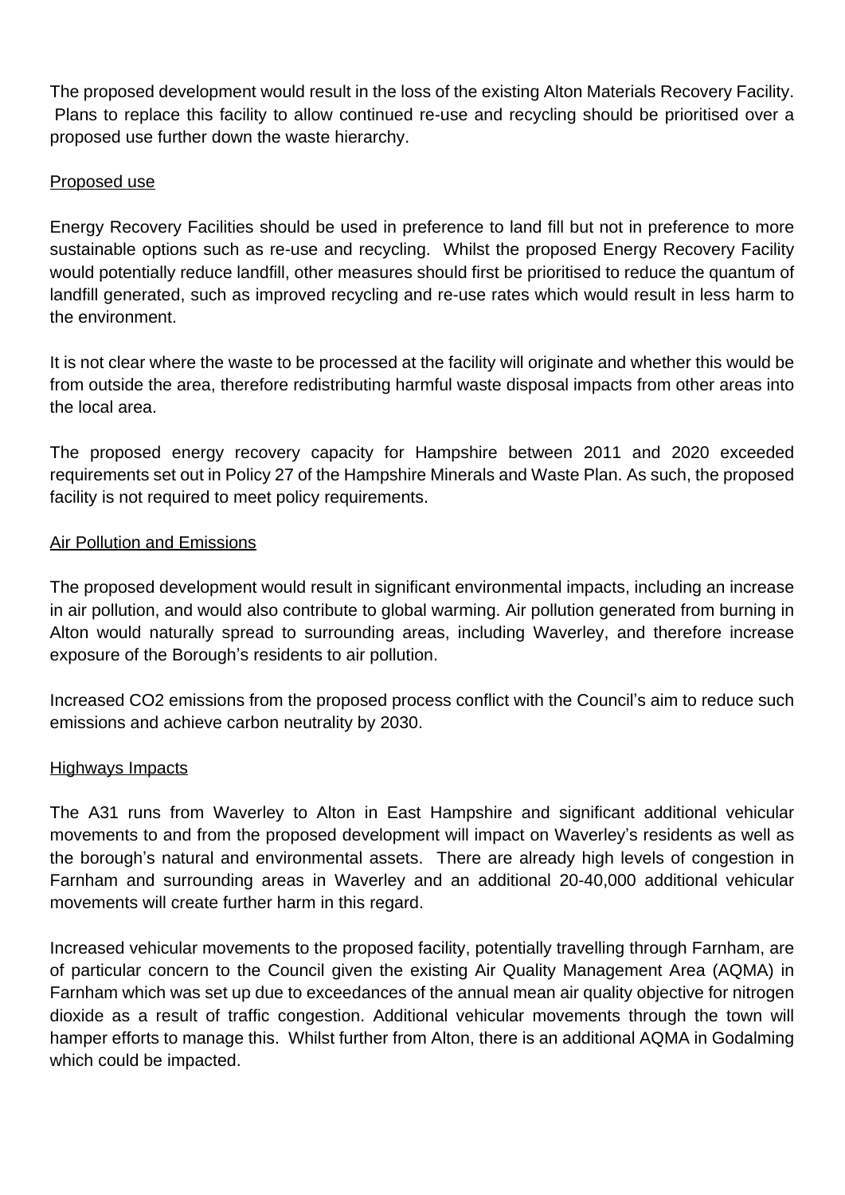The proposed development would result in the loss of the existing Alton Materials Recovery Facility. Plans to replace this facility to allow continued re-use and recycling should be prioritised over a proposed use further down the waste hierarchy.

<u>Proposed use</u>

Energy Recovery Facilities should be used in preference to land fill but not in preference to more sustainable options such as re-use and recycling. Whilst the proposed Energy Recovery Facility would potentially reduce landfill, other measures should first be prioritised to reduce the quantum of landfill generated, such as improved recycling and re-use rates which would result in less harm to the environment.

It is not clear where the waste to be processed at the facility will originate and whether this would be from outside the area, therefore redistributing harmful waste disposal impacts from other areas into the local area.

The proposed energy recovery capacity for Hampshire between 2011 and 2020 exceeded requirements set out in Policy 27 of the Hampshire Minerals and Waste Plan. As such, the proposed facility is not required to meet policy requirements.

<u>Air Pollution and Emissions</u>

The proposed development would result in significant environmental impacts, including an increase in air pollution, and would also contribute to global warming. Air pollution generated from burning in Alton would naturally spread to surrounding areas, including Waverley, and therefore increase exposure of the Borough's residents to air pollution.

Increased $CO_2$ emissions from the proposed process conflict with the Council's aim to reduce such emissions and achieve carbon neutrality by 2030.

<u>Highways Impacts</u>

The A31 runs from Waverley to Alton in East Hampshire and significant additional vehicular movements to and from the proposed development will impact on Waverley's residents as well as the borough's natural and environmental assets. There are already high levels of congestion in Farnham and surrounding areas in Waverley and an additional 20-40,000 additional vehicular movements will create further harm in this regard.

Increased vehicular movements to the proposed facility, potentially travelling through Farnham, are of particular concern to the Council given the existing Air Quality Management Area (AQMA) in Farnham which was set up due to exceedances of the annual mean air quality objective for nitrogen dioxide as a result of traffic congestion. Additional vehicular movements through the town will hamper efforts to manage this. Whilst further from Alton, there is an additional AQMA in Godalming which could be impacted.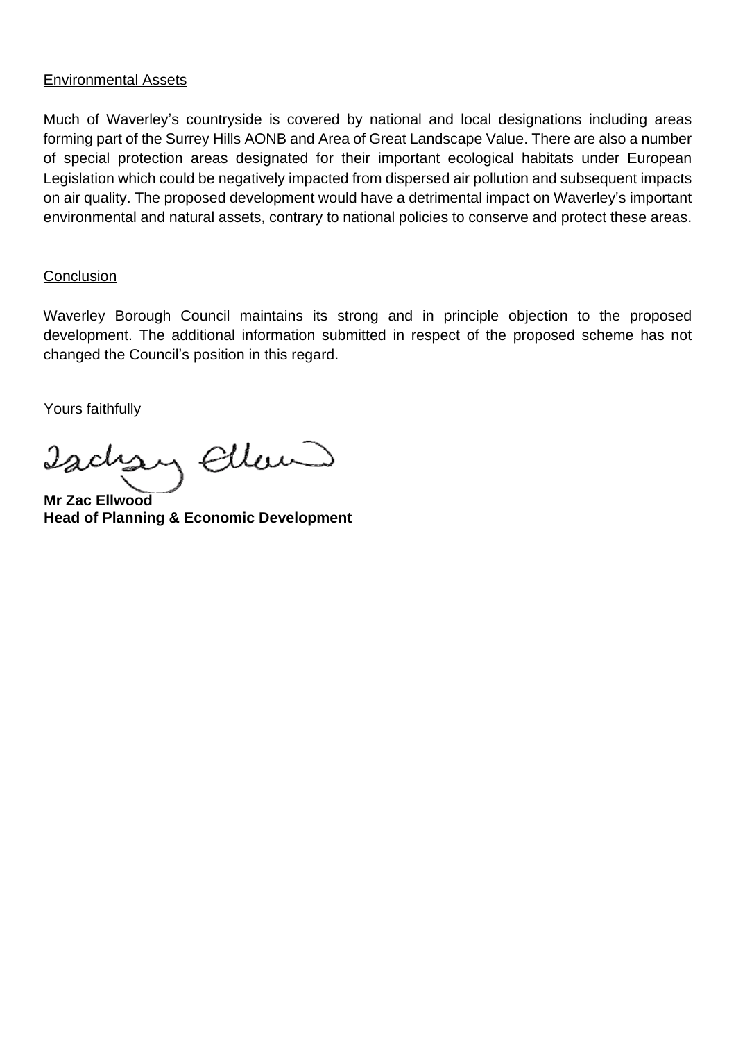Environmental Assets

Much of Waverley's countryside is covered by national and local designations including areas forming part of the Surrey Hills AONB and Area of Great Landscape Value. There are also a number of special protection areas designated for their important ecological habitats under European Legislation which could be negatively impacted from dispersed air pollution and subsequent impacts on air quality. The proposed development would have a detrimental impact on Waverley's important environmental and natural assets, contrary to national policies to conserve and protect these areas.

Conclusion

Waverley Borough Council maintains its strong and in principle objection to the proposed development. The additional information submitted in respect of the proposed scheme has not changed the Council's position in this regard.

Yours faithfully

**Mr Zac Ellwood**
**Head of Planning & Economic Development**